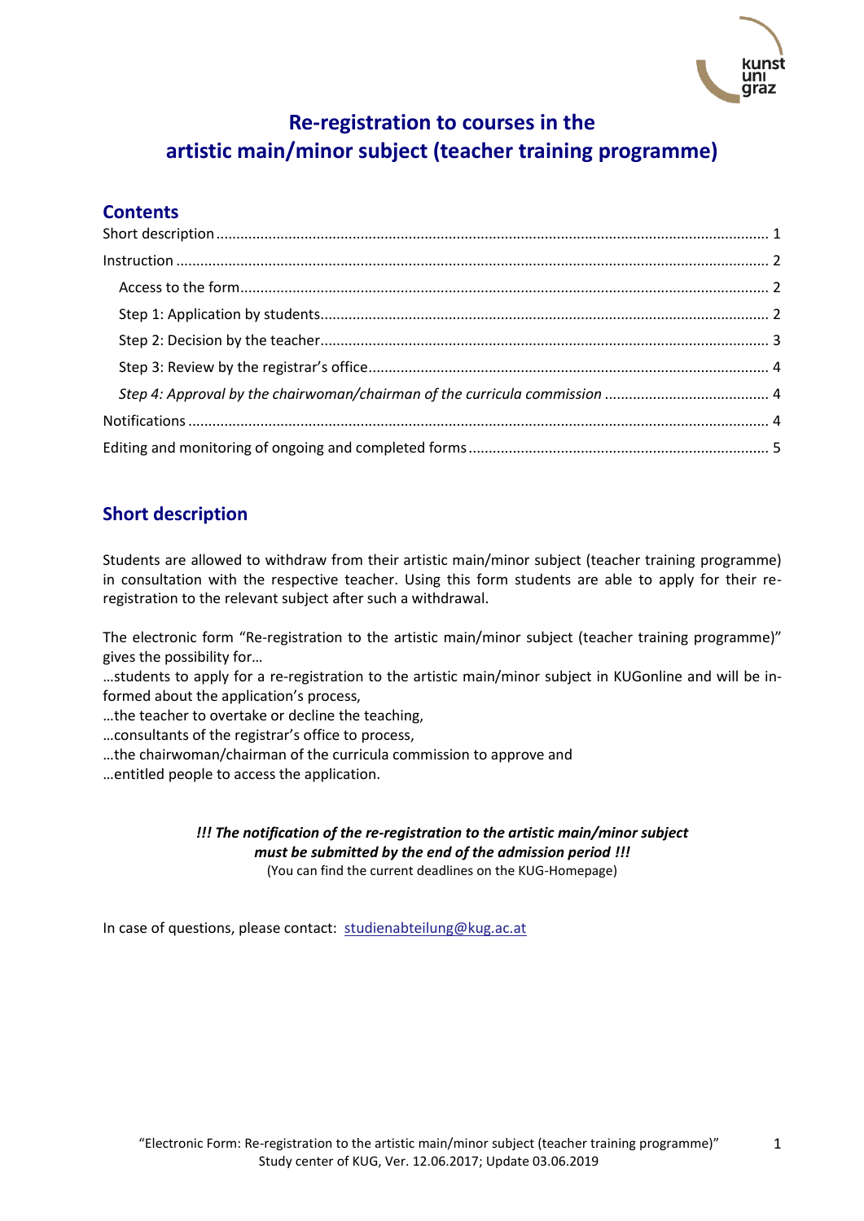# Re-registration to courses in the artistic main/minor subject (teacher training programme)

## Contents

- Short description ........ 1
- Instruction ........ 2
  - Access to the form ........ 2
  - Step 1: Application by students ........ 2
  - Step 2: Decision by the teacher ........ 3
  - Step 3: Review by the registrar's office ........ 4
  - *Step 4: Approval by the chairwoman/chairman of the curricula commission* ........ 4
- Notifications ........ 4
- Editing and monitoring of ongoing and completed forms ........ 5

## Short description

Students are allowed to withdraw from their artistic main/minor subject (teacher training programme) in consultation with the respective teacher. Using this form students are able to apply for their re-registration to the relevant subject after such a withdrawal.

The electronic form "Re-registration to the artistic main/minor subject (teacher training programme)" gives the possibility for…
…students to apply for a re-registration to the artistic main/minor subject in KUGonline and will be informed about the application's process,
…the teacher to overtake or decline the teaching,
…consultants of the registrar's office to process,
…the chairwoman/chairman of the curricula commission to approve and
…entitled people to access the application.

***!!! The notification of the re-registration to the artistic main/minor subject must be submitted by the end of the admission period !!!***
(You can find the current deadlines on the KUG-Homepage)

In case of questions, please contact: studienabteilung@kug.ac.at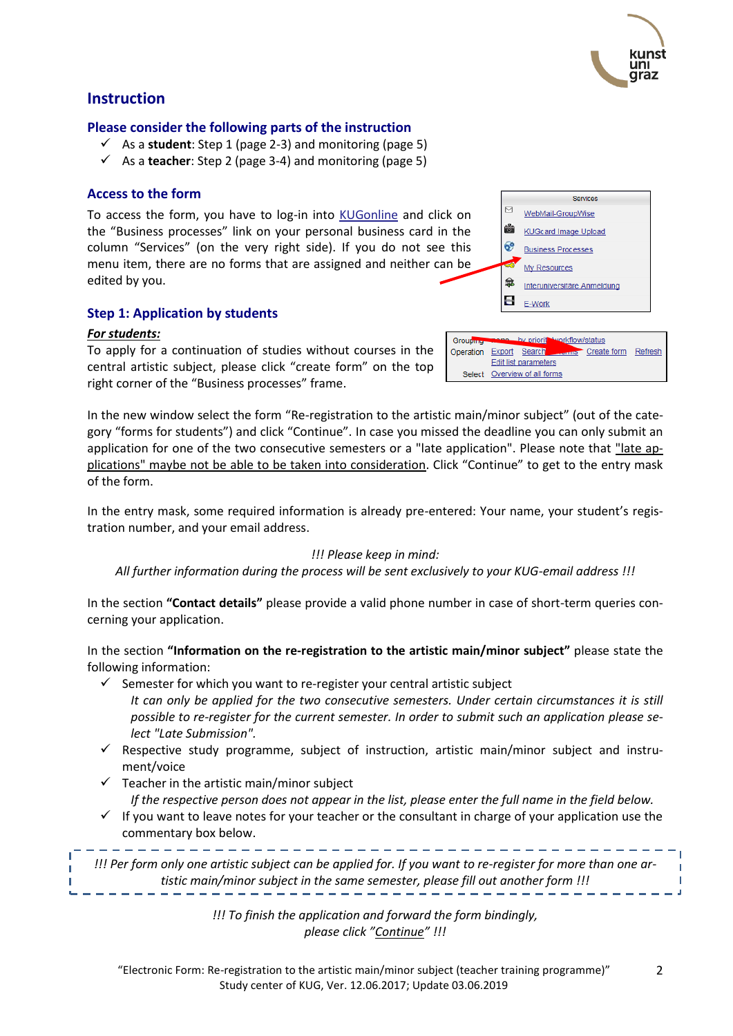## Instruction

### Please consider the following parts of the instruction

- ✓ As a **student**: Step 1 (page 2-3) and monitoring (page 5)
- ✓ As a **teacher**: Step 2 (page 3-4) and monitoring (page 5)

### Access to the form

To access the form, you have to log-in into KUGonline and click on the “Business processes” link on your personal business card in the column “Services” (on the very right side). If you do not see this menu item, there are no forms that are assigned and neither can be edited by you.

### Step 1: Application by students

***For students:***

To apply for a continuation of studies without courses in the central artistic subject, please click “create form” on the top right corner of the “Business processes” frame.

In the new window select the form “Re-registration to the artistic main/minor subject” (out of the category “forms for students”) and click “Continue”. In case you missed the deadline you can only submit an application for one of the two consecutive semesters or a "late application". Please note that "late applications" maybe not be able to be taken into consideration. Click “Continue” to get to the entry mask of the form.

In the entry mask, some required information is already pre-entered: Your name, your student’s registration number, and your email address.

*!!! Please keep in mind:*
*All further information during the process will be sent exclusively to your KUG-email address !!!*

In the section **“Contact details”** please provide a valid phone number in case of short-term queries concerning your application.

In the section **“Information on the re-registration to the artistic main/minor subject”** please state the following information:

- ✓ Semester for which you want to re-register your central artistic subject
  *It can only be applied for the two consecutive semesters. Under certain circumstances it is still possible to re-register for the current semester. In order to submit such an application please select "Late Submission".*
- ✓ Respective study programme, subject of instruction, artistic main/minor subject and instrument/voice
- ✓ Teacher in the artistic main/minor subject
  *If the respective person does not appear in the list, please enter the full name in the field below.*
- ✓ If you want to leave notes for your teacher or the consultant in charge of your application use the commentary box below.

*!!! Per form only one artistic subject can be applied for. If you want to re-register for more than one artistic main/minor subject in the same semester, please fill out another form !!!*

*!!! To finish the application and forward the form bindingly, please click "Continue" !!!*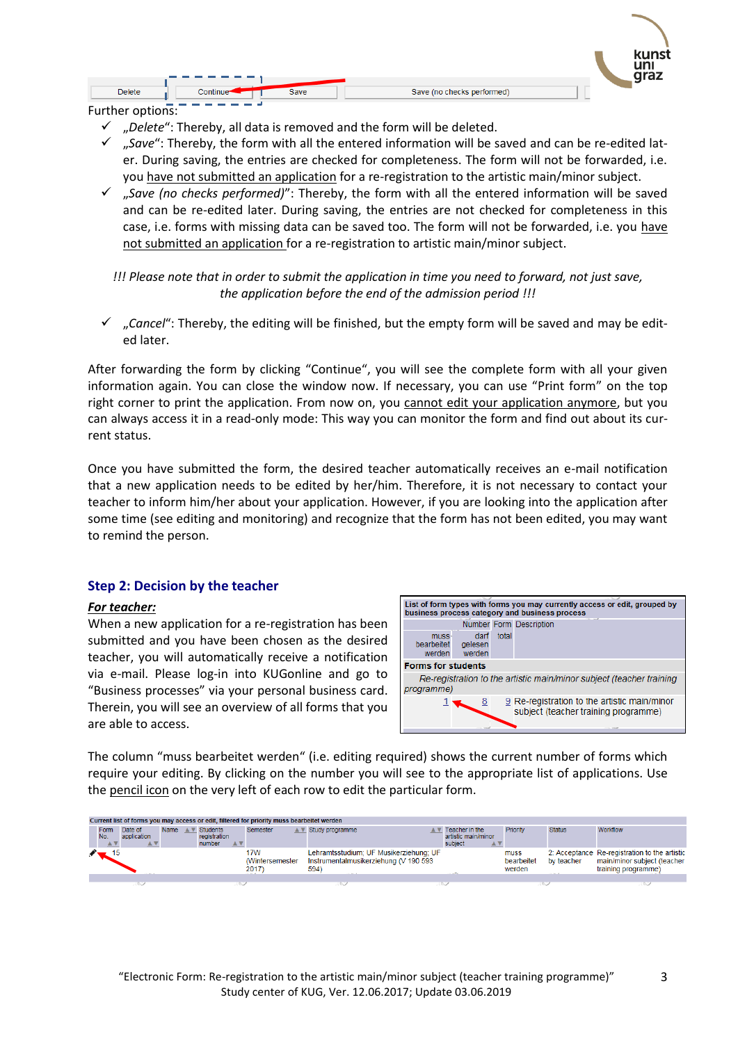| Delete | Continue | Save | Save (no checks performed) |
|---|---|---|---|

Further options:

- ✓ *„Delete*“: Thereby, all data is removed and the form will be deleted.
- ✓ *„Save*“: Thereby, the form with all the entered information will be saved and can be re-edited later. During saving, the entries are checked for completeness. The form will not be forwarded, i.e. you have not submitted an application for a re-registration to the artistic main/minor subject.
- ✓ *„Save (no checks performed)*”: Thereby, the form with all the entered information will be saved and can be re-edited later. During saving, the entries are not checked for completeness in this case, i.e. forms with missing data can be saved too. The form will not be forwarded, i.e. you have not submitted an application for a re-registration to artistic main/minor subject.

*!!! Please note that in order to submit the application in time you need to forward, not just save, the application before the end of the admission period !!!*

- ✓ *„Cancel*“: Thereby, the editing will be finished, but the empty form will be saved and may be edited later.

After forwarding the form by clicking “Continue“, you will see the complete form with all your given information again. You can close the window now. If necessary, you can use “Print form” on the top right corner to print the application. From now on, you cannot edit your application anymore, but you can always access it in a read-only mode: This way you can monitor the form and find out about its current status.

Once you have submitted the form, the desired teacher automatically receives an e-mail notification that a new application needs to be edited by her/him. Therefore, it is not necessary to contact your teacher to inform him/her about your application. However, if you are looking into the application after some time (see editing and monitoring) and recognize that the form has not been edited, you may want to remind the person.

## Step 2: Decision by the teacher

***For teacher:***

When a new application for a re-registration has been submitted and you have been chosen as the desired teacher, you will automatically receive a notification via e-mail. Please log-in into KUGonline and go to “Business processes” via your personal business card. Therein, you will see an overview of all forms that you are able to access.

List of form types with forms you may currently access or edit, grouped by business process category and business process

| Number | | | Form Description |
|---|---|---|---|
| muss bearbeitet werden | darf gelesen werden | total | |
| **Forms for students** | | | |
| *Re-registration to the artistic main/minor subject (teacher training programme)* | | | |
| 1 | 8 | 9 | Re-registration to the artistic main/minor subject (teacher training programme) |

The column “muss bearbeitet werden“ (i.e. editing required) shows the current number of forms which require your editing. By clicking on the number you will see to the appropriate list of applications. Use the pencil icon on the very left of each row to edit the particular form.

Current list of forms you may access or edit, filtered for priority muss bearbeitet werden

| | Form No. | Date of application | Name | Students registration number | Semester | Study programme | Teacher in the artistic main/minor subject | Priority | Status | Workflow |
|---|---|---|---|---|---|---|---|---|---|---|
| ✎ | 15 | | | | 17W (Wintersemester 2017) | Lehramtsstudium; UF Musikerziehung; UF Instrumentalmusikerziehung (V 190 593 594) | | muss bearbeitet werden | 2: Acceptance by teacher | Re-registration to the artistic main/minor subject (teacher training programme) |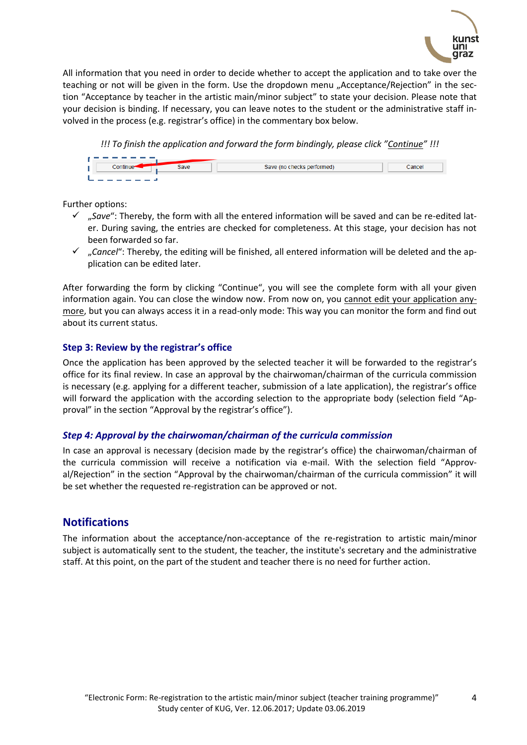All information that you need in order to decide whether to accept the application and to take over the teaching or not will be given in the form. Use the dropdown menu „Acceptance/Rejection" in the section "Acceptance by teacher in the artistic main/minor subject" to state your decision. Please note that your decision is binding. If necessary, you can leave notes to the student or the administrative staff involved in the process (e.g. registrar's office) in the commentary box below.

*!!! To finish the application and forward the form bindingly, please click "Continue" !!!*

Further options:

- ✓ „*Save*": Thereby, the form with all the entered information will be saved and can be re-edited later. During saving, the entries are checked for completeness. At this stage, your decision has not been forwarded so far.
- ✓ „*Cancel*": Thereby, the editing will be finished, all entered information will be deleted and the application can be edited later.

After forwarding the form by clicking "Continue", you will see the complete form with all your given information again. You can close the window now. From now on, you cannot edit your application anymore, but you can always access it in a read-only mode: This way you can monitor the form and find out about its current status.

### Step 3: Review by the registrar's office

Once the application has been approved by the selected teacher it will be forwarded to the registrar's office for its final review. In case an approval by the chairwoman/chairman of the curricula commission is necessary (e.g. applying for a different teacher, submission of a late application), the registrar's office will forward the application with the according selection to the appropriate body (selection field "Approval" in the section "Approval by the registrar's office").

### *Step 4: Approval by the chairwoman/chairman of the curricula commission*

In case an approval is necessary (decision made by the registrar's office) the chairwoman/chairman of the curricula commission will receive a notification via e-mail. With the selection field "Approval/Rejection" in the section "Approval by the chairwoman/chairman of the curricula commission" it will be set whether the requested re-registration can be approved or not.

## Notifications

The information about the acceptance/non-acceptance of the re-registration to artistic main/minor subject is automatically sent to the student, the teacher, the institute's secretary and the administrative staff. At this point, on the part of the student and teacher there is no need for further action.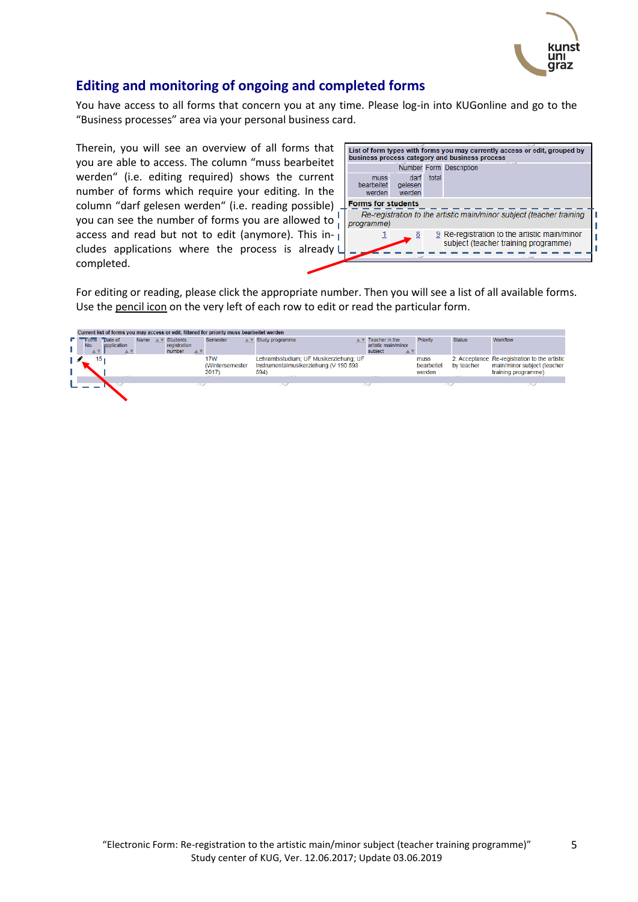## Editing and monitoring of ongoing and completed forms

You have access to all forms that concern you at any time. Please log-in into KUGonline and go to the "Business processes" area via your personal business card.

Therein, you will see an overview of all forms that you are able to access. The column "muss bearbeitet werden" (i.e. editing required) shows the current number of forms which require your editing. In the column "darf gelesen werden" (i.e. reading possible) you can see the number of forms you are allowed to access and read but not to edit (anymore). This includes applications where the process is already completed.

List of form types with forms you may currently access or edit, grouped by business process category and business process

| Number | | Form | Description |
|---|---|---|---|
| muss bearbeitet werden | darf gelesen werden | total | |
| **Forms for students** | | | |
| *Re-registration to the artistic main/minor subject (teacher training programme)* | | | |
| 1 | 8 | 9 | Re-registration to the artistic main/minor subject (teacher training programme) |

For editing or reading, please click the appropriate number. Then you will see a list of all available forms. Use the pencil icon on the very left of each row to edit or read the particular form.

Current list of forms you may access or edit, filtered for priority muss bearbeitet werden

| | Form No. | Date of application | Name | Students registration number | Semester | Study programme | Teacher in the artistic main/minor subject | Priority | Status | Workflow |
|---|---|---|---|---|---|---|---|---|---|---|
| ✎ | 15 | | | | 17W (Wintersemester 2017) | Lehramtsstudium; UF Musikerziehung; UF Instrumentalmusikerziehung (V 190 593 594) | | muss bearbeitet werden | 2: Acceptance by teacher | Re-registration to the artistic main/minor subject (teacher training programme) |

"Electronic Form: Re-registration to the artistic main/minor subject (teacher training programme)"
Study center of KUG, Ver. 12.06.2017; Update 03.06.2019